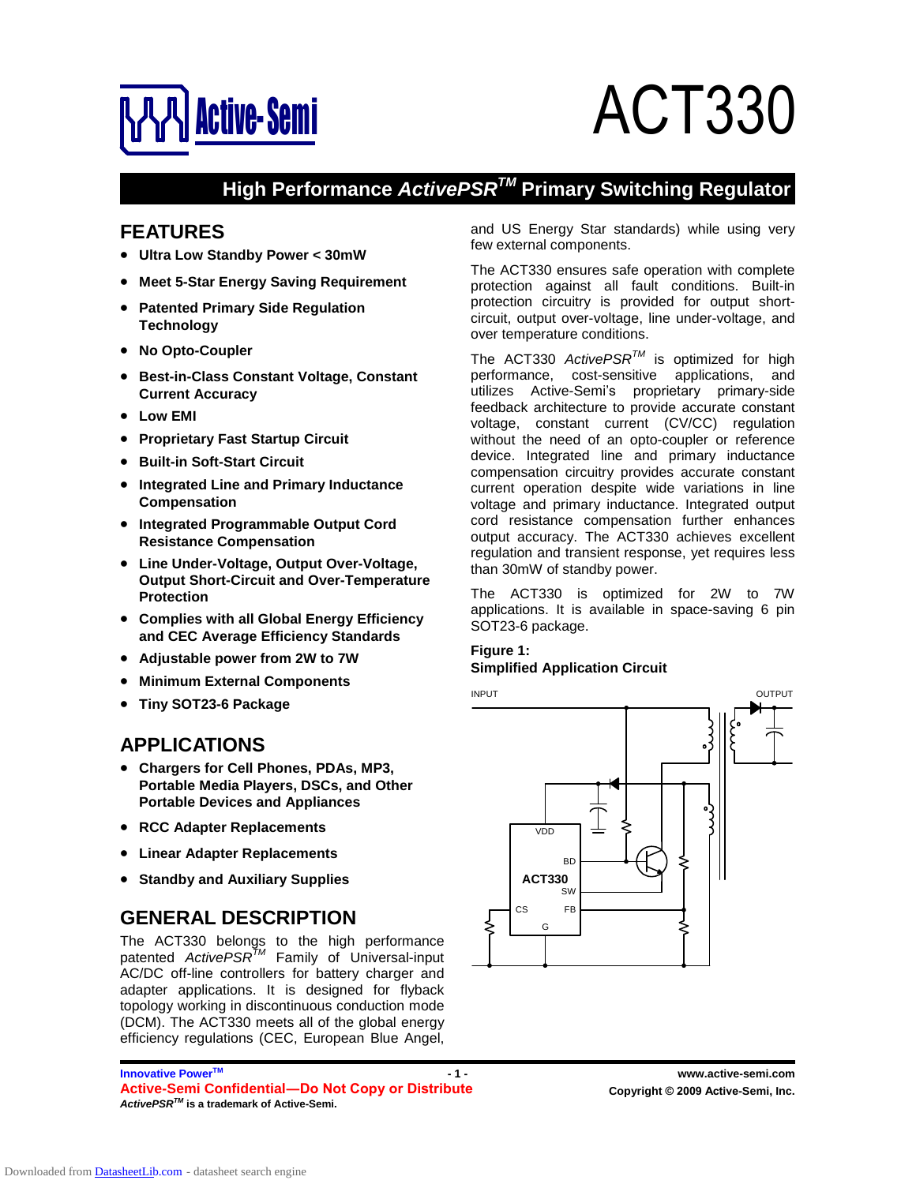# ACT330

## High Performance *ActivePSR*TM Primary Switching Regulator

## FEATURES

- **Ultra Low Standby Power < 30mW**
- **Meet 5-Star Energy Saving Requirement**
- **Patented Primary Side Regulation Technology**
- **No Opto-Coupler**
- **Best-in-Class Constant Voltage, Constant Current Accuracy**
- **Low EMI**
- **Proprietary Fast Startup Circuit**
- **Built-in Soft-Start Circuit**
- **Integrated Line and Primary Inductance Compensation**
- **Integrated Programmable Output Cord Resistance Compensation**
- **Line Under-Voltage, Output Over-Voltage, Output Short-Circuit and Over-Temperature Protection**
- **Complies with all Global Energy Efficiency and CEC Average Efficiency Standards**
- **Adjustable power from 2W to 7W**
- **Minimum External Components**
- **Tiny SOT23-6 Package**

## APPLICATIONS

- **Chargers for Cell Phones, PDAs, MP3, Portable Media Players, DSCs, and Other Portable Devices and Appliances**
- **RCC Adapter Replacements**
- **Linear Adapter Replacements**
- **Standby and Auxiliary Supplies**

## GENERAL DESCRIPTION

The ACT330 belongs to the high performance patented *ActivePSR*TM Family of Universal-input AC/DC off-line controllers for battery charger and adapter applications. It is designed for flyback topology working in discontinuous conduction mode (DCM). The ACT330 meets all of the global energy efficiency regulations (CEC, European Blue Angel, and US Energy Star standards) while using very few external components.

The ACT330 ensures safe operation with complete protection against all fault conditions. Built-in protection circuitry is provided for output short-circuit, output over-voltage, line under-voltage, and over temperature conditions.

The ACT330 *ActivePSR*TM is optimized for high performance, cost-sensitive applications, and utilizes Active-Semi's proprietary primary-side feedback architecture to provide accurate constant voltage, constant current (CV/CC) regulation without the need of an opto-coupler or reference device. Integrated line and primary inductance compensation circuitry provides accurate constant current operation despite wide variations in line voltage and primary inductance. Integrated output cord resistance compensation further enhances output accuracy. The ACT330 achieves excellent regulation and transient response, yet requires less than 30mW of standby power.

The ACT330 is optimized for 2W to 7W applications. It is available in space-saving 6 pin SOT23-6 package.

**Figure 1:**
**Simplified Application Circuit**

INPUT OUTPUT VDD BD ACT330 SW CS FB G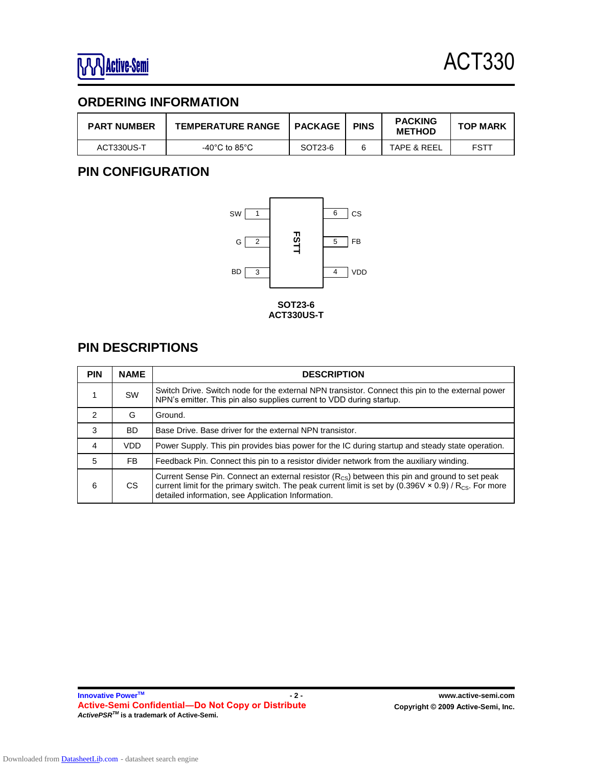## ORDERING INFORMATION

| PART NUMBER | TEMPERATURE RANGE | PACKAGE | PINS | PACKING METHOD | TOP MARK |
|---|---|---|---|---|---|
| ACT330US-T | -40°C to 85°C | SOT23-6 | 6 | TAPE & REEL | FSTT |

## PIN CONFIGURATION

SW 1 — 6 CS

G 2 — 5 FB

BD 3 — 4 VDD

FSTT

**SOT23-6**
**ACT330US-T**

## PIN DESCRIPTIONS

| PIN | NAME | DESCRIPTION |
|---|---|---|
| 1 | SW | Switch Drive. Switch node for the external NPN transistor. Connect this pin to the external power NPN's emitter. This pin also supplies current to VDD during startup. |
| 2 | G | Ground. |
| 3 | BD | Base Drive. Base driver for the external NPN transistor. |
| 4 | VDD | Power Supply. This pin provides bias power for the IC during startup and steady state operation. |
| 5 | FB | Feedback Pin. Connect this pin to a resistor divider network from the auxiliary winding. |
| 6 | CS | Current Sense Pin. Connect an external resistor ($R_{CS}$) between this pin and ground to set peak current limit for the primary switch. The peak current limit is set by (0.396V × 0.9) / $R_{CS}$. For more detailed information, see Application Information. |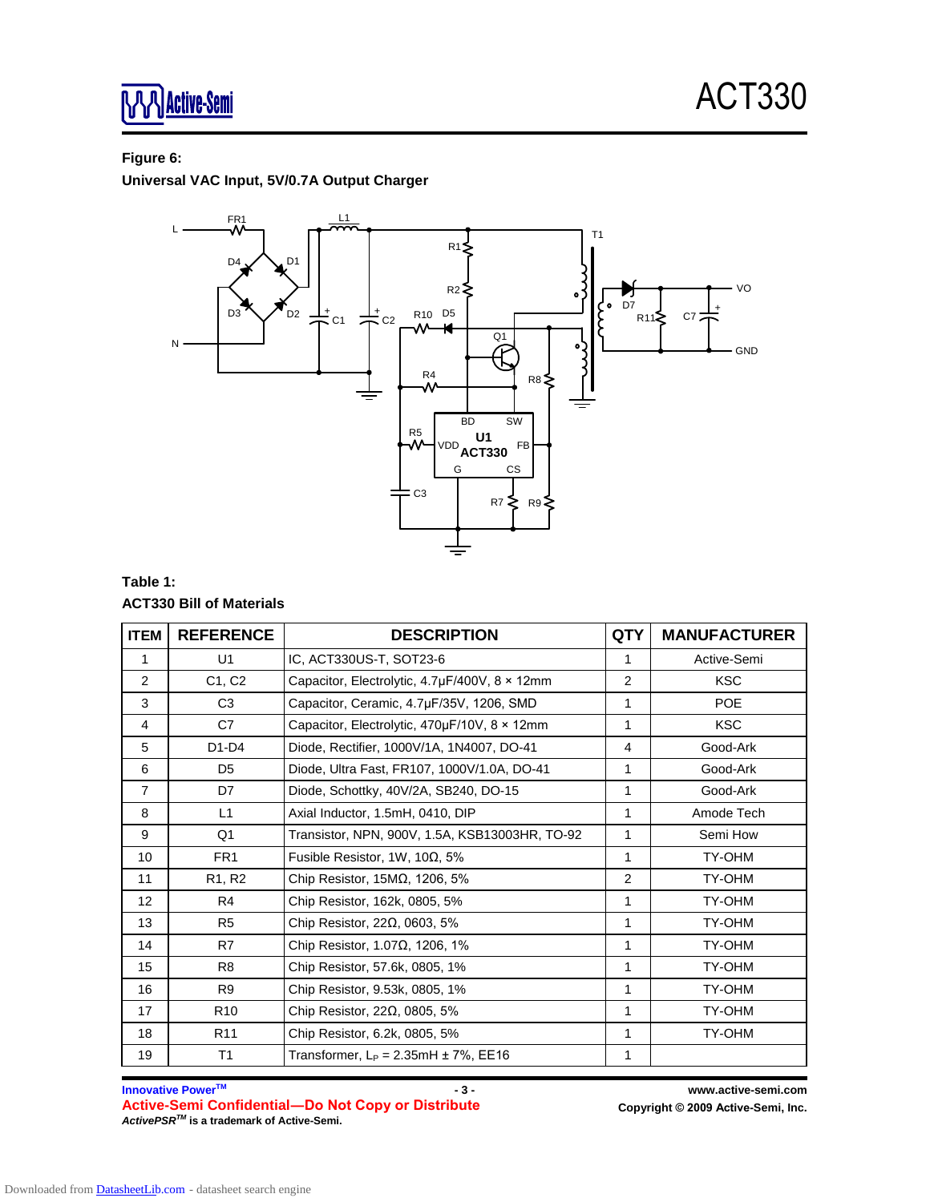**Figure 6:**

**Universal VAC Input, 5V/0.7A Output Charger**

**Table 1:**

**ACT330 Bill of Materials**

| ITEM | REFERENCE | DESCRIPTION | QTY | MANUFACTURER |
|---|---|---|---|---|
| 1 | U1 | IC, ACT330US-T, SOT23-6 | 1 | Active-Semi |
| 2 | C1, C2 | Capacitor, Electrolytic, 4.7μF/400V, 8 × 12mm | 2 | KSC |
| 3 | C3 | Capacitor, Ceramic, 4.7μF/35V, 1206, SMD | 1 | POE |
| 4 | C7 | Capacitor, Electrolytic, 470μF/10V, 8 × 12mm | 1 | KSC |
| 5 | D1-D4 | Diode, Rectifier, 1000V/1A, 1N4007, DO-41 | 4 | Good-Ark |
| 6 | D5 | Diode, Ultra Fast, FR107, 1000V/1.0A, DO-41 | 1 | Good-Ark |
| 7 | D7 | Diode, Schottky, 40V/2A, SB240, DO-15 | 1 | Good-Ark |
| 8 | L1 | Axial Inductor, 1.5mH, 0410, DIP | 1 | Amode Tech |
| 9 | Q1 | Transistor, NPN, 900V, 1.5A, KSB13003HR, TO-92 | 1 | Semi How |
| 10 | FR1 | Fusible Resistor, 1W, 10Ω, 5% | 1 | TY-OHM |
| 11 | R1, R2 | Chip Resistor, 15MΩ, 1206, 5% | 2 | TY-OHM |
| 12 | R4 | Chip Resistor, 162k, 0805, 5% | 1 | TY-OHM |
| 13 | R5 | Chip Resistor, 22Ω, 0603, 5% | 1 | TY-OHM |
| 14 | R7 | Chip Resistor, 1.07Ω, 1206, 1% | 1 | TY-OHM |
| 15 | R8 | Chip Resistor, 57.6k, 0805, 1% | 1 | TY-OHM |
| 16 | R9 | Chip Resistor, 9.53k, 0805, 1% | 1 | TY-OHM |
| 17 | R10 | Chip Resistor, 22Ω, 0805, 5% | 1 | TY-OHM |
| 18 | R11 | Chip Resistor, 6.2k, 0805, 5% | 1 | TY-OHM |
| 19 | T1 | Transformer, $L_P$ = 2.35mH ± 7%, EE16 | 1 | |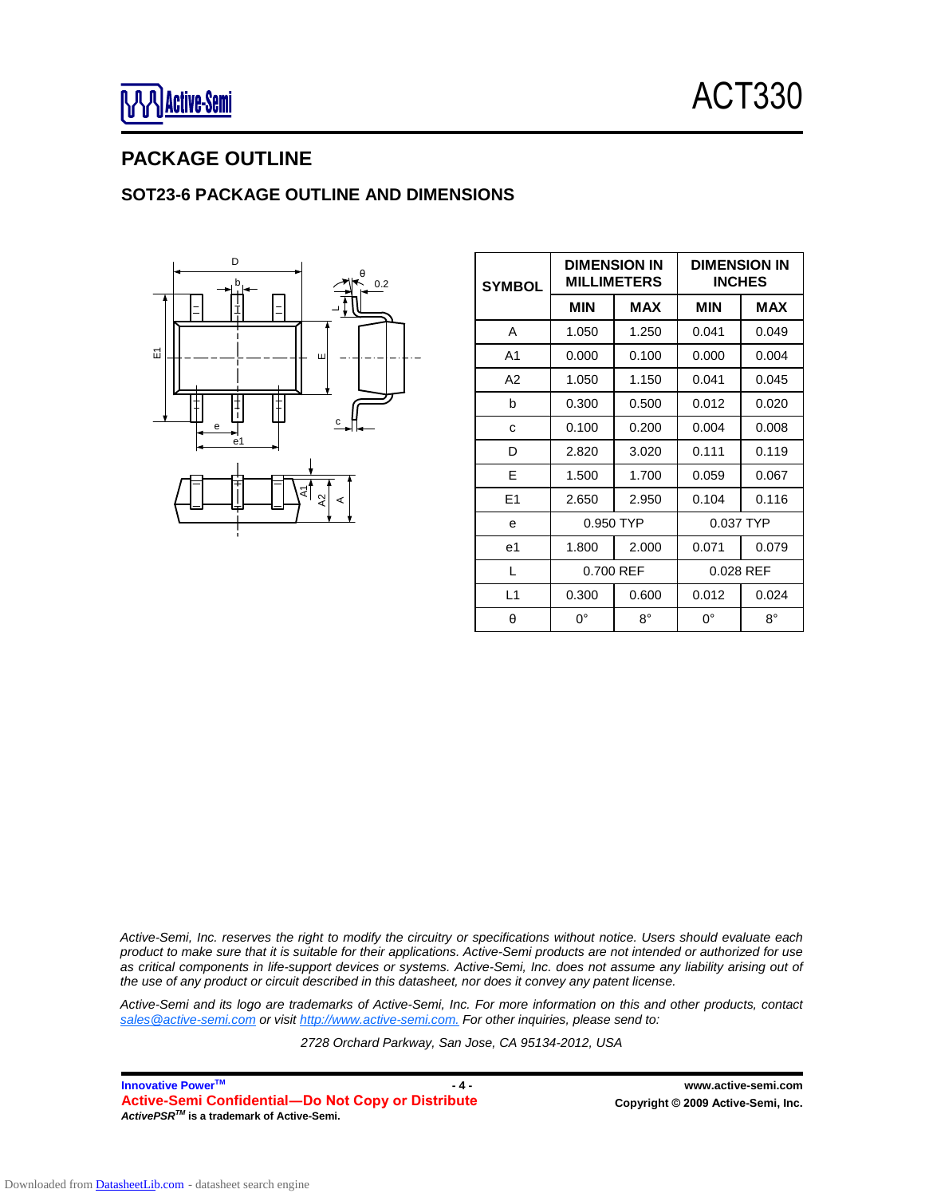## PACKAGE OUTLINE

### SOT23-6 PACKAGE OUTLINE AND DIMENSIONS

D
b
θ
0.2
L1
L
E1
E
e
e1
c
A1
A2
A

| SYMBOL | DIMENSION IN MILLIMETERS | | DIMENSION IN INCHES | |
|---|---|---|---|---|
| | MIN | MAX | MIN | MAX |
| A | 1.050 | 1.250 | 0.041 | 0.049 |
| A1 | 0.000 | 0.100 | 0.000 | 0.004 |
| A2 | 1.050 | 1.150 | 0.041 | 0.045 |
| b | 0.300 | 0.500 | 0.012 | 0.020 |
| c | 0.100 | 0.200 | 0.004 | 0.008 |
| D | 2.820 | 3.020 | 0.111 | 0.119 |
| E | 1.500 | 1.700 | 0.059 | 0.067 |
| E1 | 2.650 | 2.950 | 0.104 | 0.116 |
| e | 0.950 TYP | | 0.037 TYP | |
| e1 | 1.800 | 2.000 | 0.071 | 0.079 |
| L | 0.700 REF | | 0.028 REF | |
| L1 | 0.300 | 0.600 | 0.012 | 0.024 |
| θ | 0° | 8° | 0° | 8° |

*Active-Semi, Inc. reserves the right to modify the circuitry or specifications without notice. Users should evaluate each product to make sure that it is suitable for their applications. Active-Semi products are not intended or authorized for use as critical components in life-support devices or systems. Active-Semi, Inc. does not assume any liability arising out of the use of any product or circuit described in this datasheet, nor does it convey any patent license.*

*Active-Semi and its logo are trademarks of Active-Semi, Inc. For more information on this and other products, contact sales@active-semi.com or visit http://www.active-semi.com. For other inquiries, please send to:*

*2728 Orchard Parkway, San Jose, CA 95134-2012, USA*